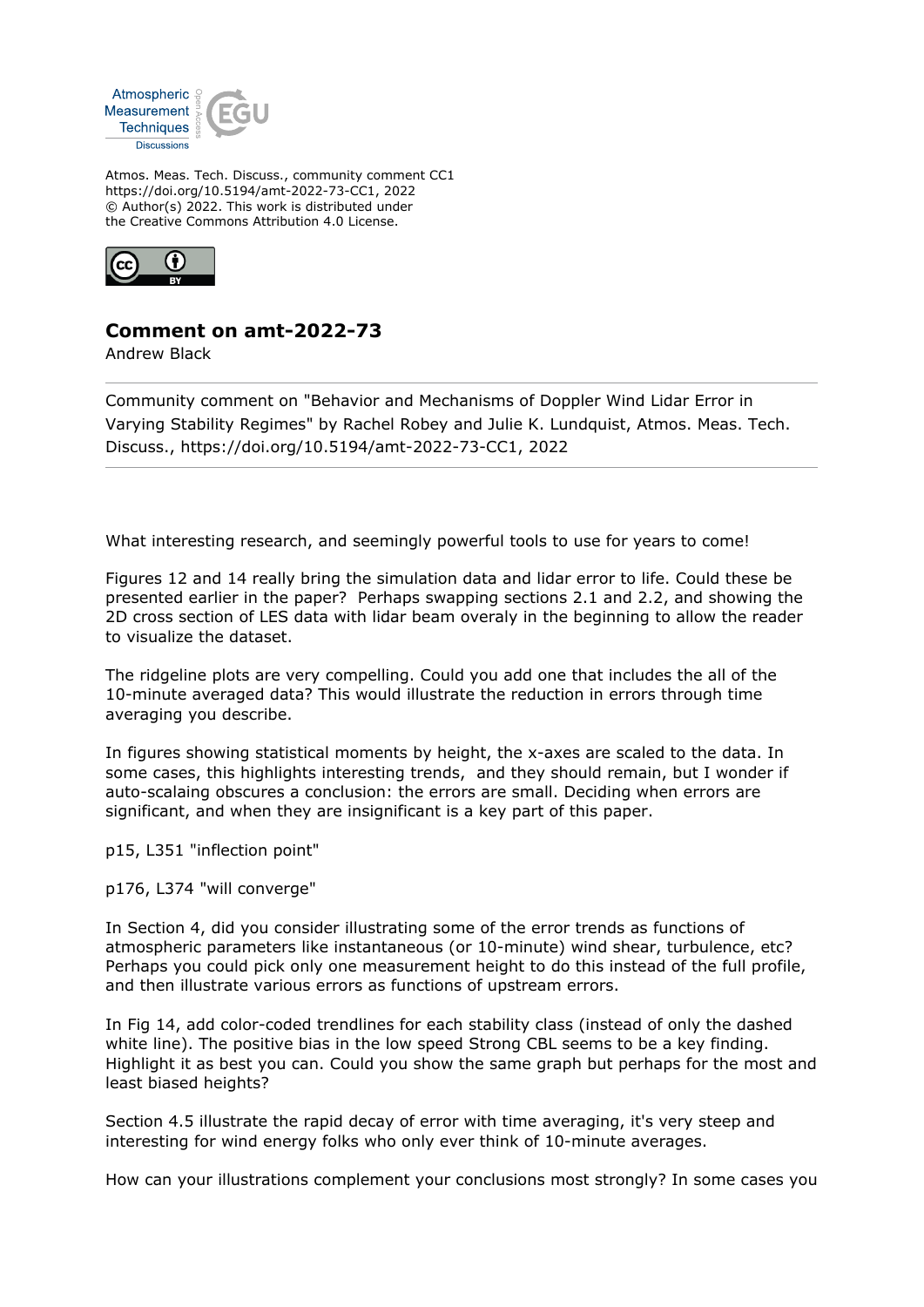Atmos. Meas. Tech. Discuss., community comment CC1
https://doi.org/10.5194/amt-2022-73-CC1, 2022
© Author(s) 2022. This work is distributed under
the Creative Commons Attribution 4.0 License.

## Comment on amt-2022-73

Andrew Black

Community comment on "Behavior and Mechanisms of Doppler Wind Lidar Error in Varying Stability Regimes" by Rachel Robey and Julie K. Lundquist, Atmos. Meas. Tech. Discuss., https://doi.org/10.5194/amt-2022-73-CC1, 2022

What interesting research, and seemingly powerful tools to use for years to come!

Figures 12 and 14 really bring the simulation data and lidar error to life. Could these be presented earlier in the paper? Perhaps swapping sections 2.1 and 2.2, and showing the 2D cross section of LES data with lidar beam overaly in the beginning to allow the reader to visualize the dataset.

The ridgeline plots are very compelling. Could you add one that includes the all of the 10-minute averaged data? This would illustrate the reduction in errors through time averaging you describe.

In figures showing statistical moments by height, the x-axes are scaled to the data. In some cases, this highlights interesting trends, and they should remain, but I wonder if auto-scalaing obscures a conclusion: the errors are small. Deciding when errors are significant, and when they are insignificant is a key part of this paper.

p15, L351 "inflection point"

p176, L374 "will converge"

In Section 4, did you consider illustrating some of the error trends as functions of atmospheric parameters like instantaneous (or 10-minute) wind shear, turbulence, etc? Perhaps you could pick only one measurement height to do this instead of the full profile, and then illustrate various errors as functions of upstream errors.

In Fig 14, add color-coded trendlines for each stability class (instead of only the dashed white line). The positive bias in the low speed Strong CBL seems to be a key finding. Highlight it as best you can. Could you show the same graph but perhaps for the most and least biased heights?

Section 4.5 illustrate the rapid decay of error with time averaging, it's very steep and interesting for wind energy folks who only ever think of 10-minute averages.

How can your illustrations complement your conclusions most strongly? In some cases you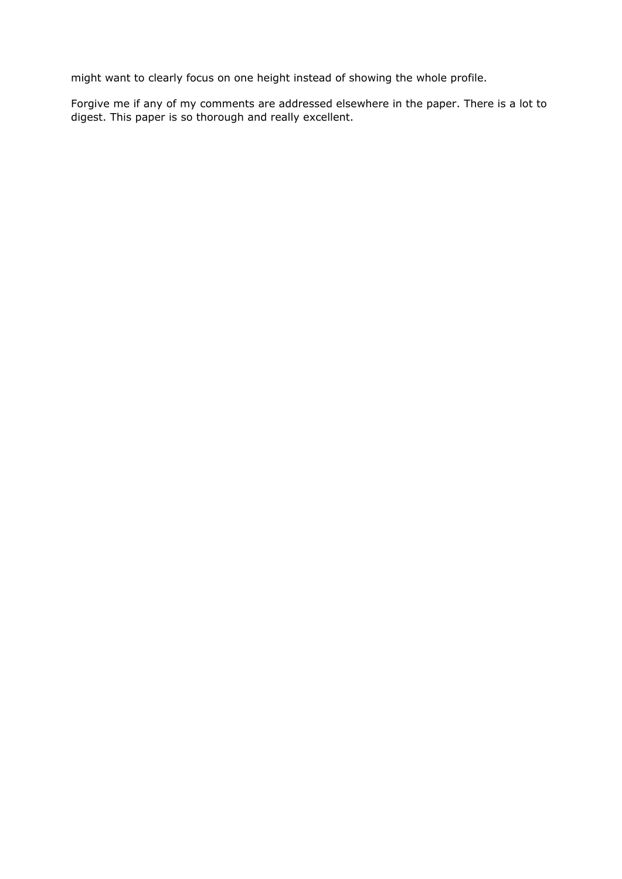might want to clearly focus on one height instead of showing the whole profile.

Forgive me if any of my comments are addressed elsewhere in the paper. There is a lot to digest. This paper is so thorough and really excellent.